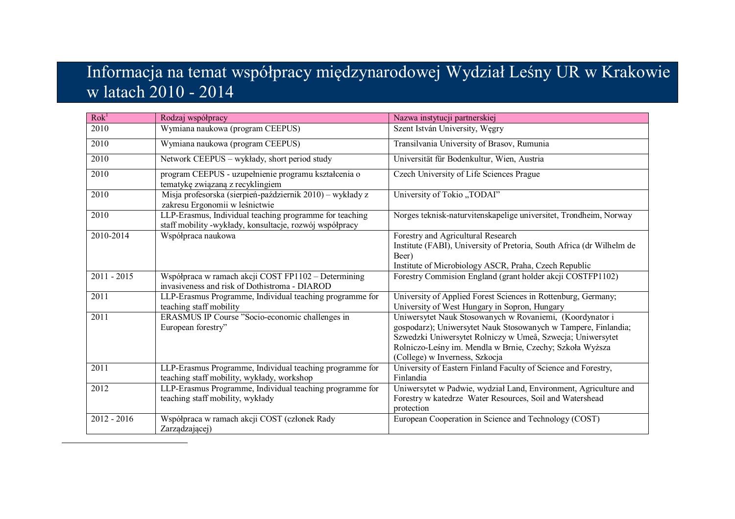# Informacja na temat współpracy międzynarodowej Wydział Leśny UR w Krakowie w latach 2010 - 2014

| Rok[1] | Rodzaj współpracy | Nazwa instytucji partnerskiej |
|---|---|---|
| 2010 | Wymiana naukowa (program CEEPUS) | Szent István University, Węgry |
| 2010 | Wymiana naukowa (program CEEPUS) | Transilvania University of Brasov, Rumunia |
| 2010 | Network CEEPUS – wykłady, short period study | Universität für Bodenkultur, Wien, Austria |
| 2010 | program CEEPUS - uzupełnienie programu kształcenia o tematykę związaną z recyklingiem | Czech University of Life Sciences Prague |
| 2010 | Misja profesorska (sierpień-październik 2010) – wykłady z zakresu Ergonomii w leśnictwie | University of Tokio „TODAI" |
| 2010 | LLP-Erasmus, Individual teaching programme for teaching staff mobility -wykłady, konsultacje, rozwój współpracy | Norges teknisk-naturvitenskapelige universitet, Trondheim, Norway |
| 2010-2014 | Współpraca naukowa | Forestry and Agricultural Research Institute (FABI), University of Pretoria, South Africa (dr Wilhelm de Beer)<br>Institute of Microbiology ASCR, Praha, Czech Republic |
| 2011 - 2015 | Współpraca w ramach akcji COST FP1102 – Determining invasiveness and risk of Dothistroma - DIAROD | Forestry Commision England (grant holder akcji COSTFP1102) |
| 2011 | LLP-Erasmus Programme, Individual teaching programme for teaching staff mobility | University of Applied Forest Sciences in Rottenburg, Germany; University of West Hungary in Sopron, Hungary |
| 2011 | ERASMUS IP Course "Socio-economic challenges in European forestry" | Uniwersytet Nauk Stosowanych w Rovaniemi, (Koordynator i gospodarz); Uniwersytet Nauk Stosowanych w Tampere, Finlandia; Szwedzki Uniwersytet Rolniczy w Umeå, Szwecja; Uniwersytet Rolniczo-Leśny im. Mendla w Brnie, Czechy; Szkoła Wyższa (College) w Inverness, Szkocja |
| 2011 | LLP-Erasmus Programme, Individual teaching programme for teaching staff mobility, wykłady, workshop | University of Eastern Finland Faculty of Science and Forestry, Finlandia |
| 2012 | LLP-Erasmus Programme, Individual teaching programme for teaching staff mobility, wykłady | Uniwersytet w Padwie, wydział Land, Environment, Agriculture and Forestry w katedrze Water Resources, Soil and Watershead protection |
| 2012 - 2016 | Współpraca w ramach akcji COST (członek Rady Zarządzającej) | European Cooperation in Science and Technology (COST) |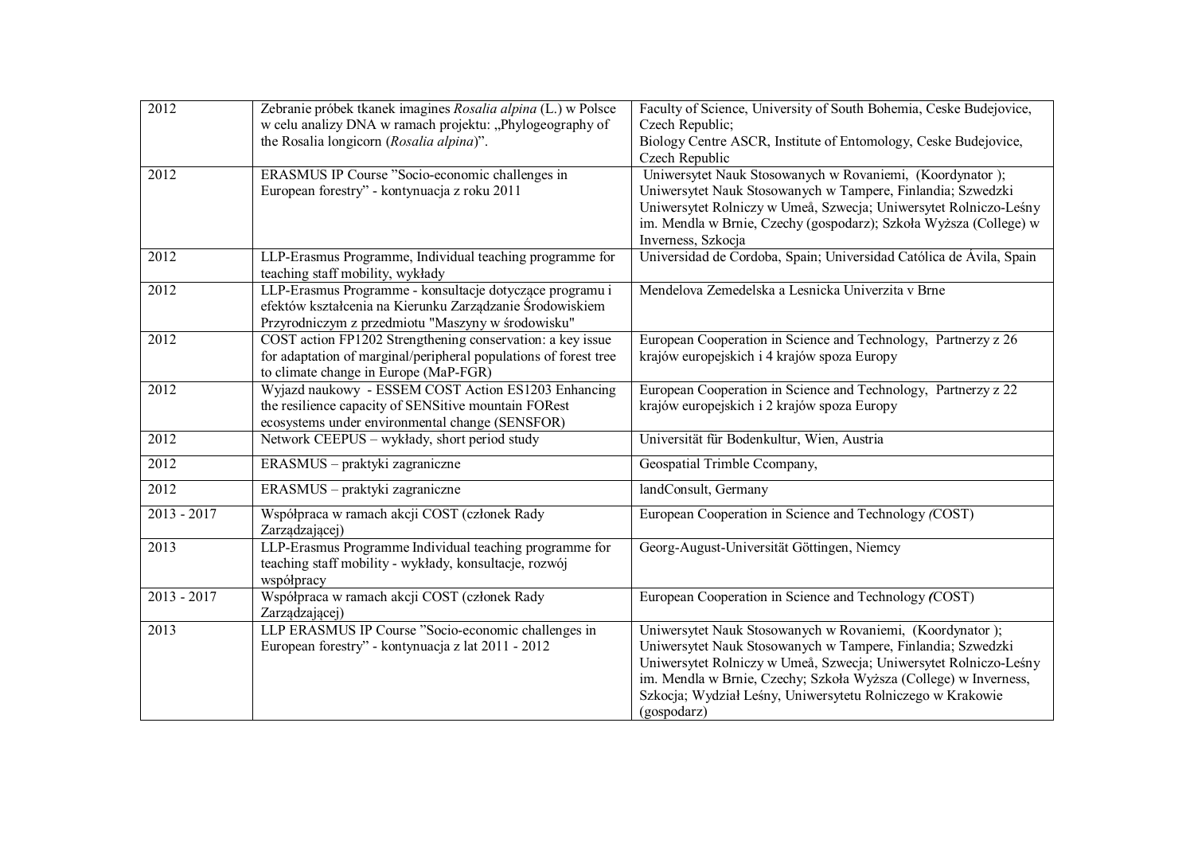| | | |
|---|---|---|
| 2012 | Zebranie próbek tkanek imagines *Rosalia alpina* (L.) w Polsce w celu analizy DNA w ramach projektu: „Phylogeography of the Rosalia longicorn (*Rosalia alpina*)". | Faculty of Science, University of South Bohemia, Ceske Budejovice, Czech Republic; Biology Centre ASCR, Institute of Entomology, Ceske Budejovice, Czech Republic |
| 2012 | ERASMUS IP Course "Socio-economic challenges in European forestry" - kontynuacja z roku 2011 | Uniwersytet Nauk Stosowanych w Rovaniemi, (Koordynator ); Uniwersytet Nauk Stosowanych w Tampere, Finlandia; Szwedzki Uniwersytet Rolniczy w Umeå, Szwecja; Uniwersytet Rolniczo-Leśny im. Mendla w Brnie, Czechy (gospodarz); Szkoła Wyższa (College) w Inverness, Szkocja |
| 2012 | LLP-Erasmus Programme, Individual teaching programme for teaching staff mobility, wykłady | Universidad de Cordoba, Spain; Universidad Católica de Ávila, Spain |
| 2012 | LLP-Erasmus Programme - konsultacje dotyczące programu i efektów kształcenia na Kierunku Zarządzanie Środowiskiem Przyrodniczym z przedmiotu "Maszyny w środowisku" | Mendelova Zemedelska a Lesnicka Univerzita v Brne |
| 2012 | COST action FP1202 Strengthening conservation: a key issue for adaptation of marginal/peripheral populations of forest tree to climate change in Europe (MaP-FGR) | European Cooperation in Science and Technology, Partnerzy z 26 krajów europejskich i 4 krajów spoza Europy |
| 2012 | Wyjazd naukowy - ESSEM COST Action ES1203 Enhancing the resilience capacity of SENSitive mountain FORest ecosystems under environmental change (SENSFOR) | European Cooperation in Science and Technology, Partnerzy z 22 krajów europejskich i 2 krajów spoza Europy |
| 2012 | Network CEEPUS – wykłady, short period study | Universität für Bodenkultur, Wien, Austria |
| 2012 | ERASMUS – praktyki zagraniczne | Geospatial Trimble Ccompany, |
| 2012 | ERASMUS – praktyki zagraniczne | landConsult, Germany |
| 2013 - 2017 | Współpraca w ramach akcji COST (członek Rady Zarządzającej) | European Cooperation in Science and Technology (COST) |
| 2013 | LLP-Erasmus Programme Individual teaching programme for teaching staff mobility - wykłady, konsultacje, rozwój współpracy | Georg-August-Universität Göttingen, Niemcy |
| 2013 - 2017 | Współpraca w ramach akcji COST (członek Rady Zarządzającej) | European Cooperation in Science and Technology (COST) |
| 2013 | LLP ERASMUS IP Course "Socio-economic challenges in European forestry" - kontynuacja z lat 2011 - 2012 | Uniwersytet Nauk Stosowanych w Rovaniemi, (Koordynator ); Uniwersytet Nauk Stosowanych w Tampere, Finlandia; Szwedzki Uniwersytet Rolniczy w Umeå, Szwecja; Uniwersytet Rolniczo-Leśny im. Mendla w Brnie, Czechy; Szkoła Wyższa (College) w Inverness, Szkocja; Wydział Leśny, Uniwersytetu Rolniczego w Krakowie (gospodarz) |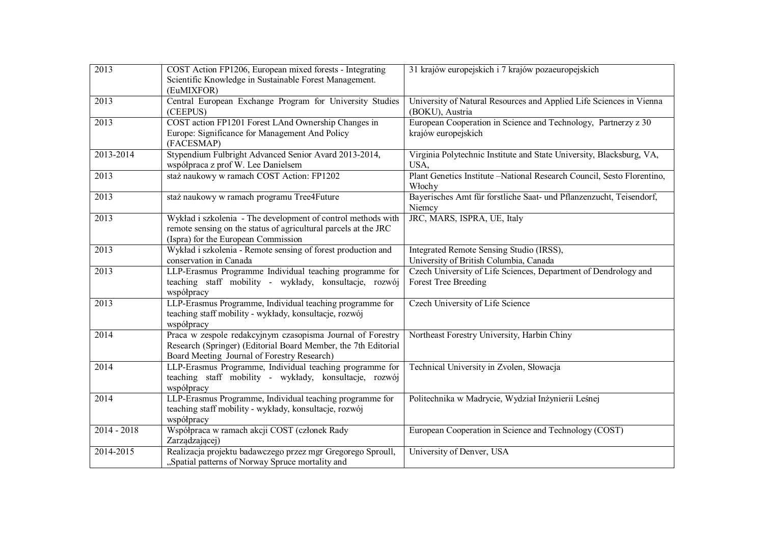| | | |
|---|---|---|
| 2013 | COST Action FP1206, European mixed forests - Integrating Scientific Knowledge in Sustainable Forest Management. (EuMIXFOR) | 31 krajów europejskich i 7 krajów pozaeuropejskich |
| 2013 | Central European Exchange Program for University Studies (CEEPUS) | University of Natural Resources and Applied Life Sciences in Vienna (BOKU), Austria |
| 2013 | COST action FP1201 Forest LAnd Ownership Changes in Europe: Significance for Management And Policy (FACESMAP) | European Cooperation in Science and Technology, Partnerzy z 30 krajów europejskich |
| 2013-2014 | Stypendium Fulbright Advanced Senior Avard 2013-2014, współpraca z prof W. Lee Danielsem | Virginia Polytechnic Institute and State University, Blacksburg, VA, USA, |
| 2013 | staż naukowy w ramach COST Action: FP1202 | Plant Genetics Institute –National Research Council, Sesto Florentino, Włochy |
| 2013 | staż naukowy w ramach programu Tree4Future | Bayerisches Amt für forstliche Saat- und Pflanzenzucht, Teisendorf, Niemcy |
| 2013 | Wykład i szkolenia - The development of control methods with remote sensing on the status of agricultural parcels at the JRC (Ispra) for the European Commission | JRC, MARS, ISPRA, UE, Italy |
| 2013 | Wykład i szkolenia - Remote sensing of forest production and conservation in Canada | Integrated Remote Sensing Studio (IRSS), University of British Columbia, Canada |
| 2013 | LLP-Erasmus Programme Individual teaching programme for teaching staff mobility - wykłady, konsultacje, rozwój współpracy | Czech University of Life Sciences, Department of Dendrology and Forest Tree Breeding |
| 2013 | LLP-Erasmus Programme, Individual teaching programme for teaching staff mobility - wykłady, konsultacje, rozwój współpracy | Czech University of Life Science |
| 2014 | Praca w zespole redakcyjnym czasopisma Journal of Forestry Research (Springer) (Editorial Board Member, the 7th Editorial Board Meeting Journal of Forestry Research) | Northeast Forestry University, Harbin Chiny |
| 2014 | LLP-Erasmus Programme, Individual teaching programme for teaching staff mobility - wykłady, konsultacje, rozwój współpracy | Technical University in Zvolen, Słowacja |
| 2014 | LLP-Erasmus Programme, Individual teaching programme for teaching staff mobility - wykłady, konsultacje, rozwój współpracy | Politechnika w Madrycie, Wydział Inżynierii Leśnej |
| 2014 - 2018 | Współpraca w ramach akcji COST (członek Rady Zarządzającej) | European Cooperation in Science and Technology (COST) |
| 2014-2015 | Realizacja projektu badawczego przez mgr Gregorego Sproull, „Spatial patterns of Norway Spruce mortality and | University of Denver, USA |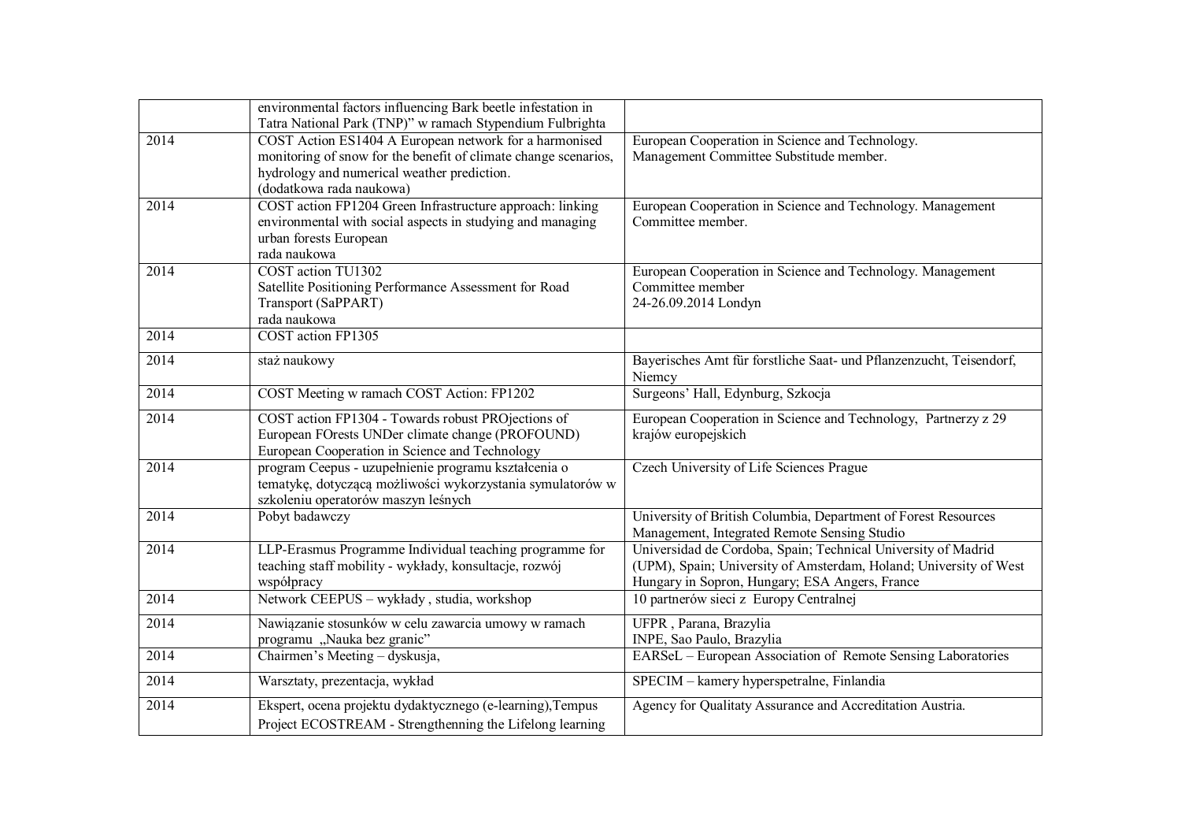|  |  |  |
| --- | --- | --- |
|  | environmental factors influencing Bark beetle infestation in Tatra National Park (TNP)" w ramach Stypendium Fulbrighta |  |
| 2014 | COST Action ES1404 A European network for a harmonised monitoring of snow for the benefit of climate change scenarios, hydrology and numerical weather prediction. (dodatkowa rada naukowa) | European Cooperation in Science and Technology. Management Committee Substitude member. |
| 2014 | COST action FP1204 Green Infrastructure approach: linking environmental with social aspects in studying and managing urban forests European rada naukowa | European Cooperation in Science and Technology. Management Committee member. |
| 2014 | COST action TU1302 Satellite Positioning Performance Assessment for Road Transport (SaPPART) rada naukowa | European Cooperation in Science and Technology. Management Committee member 24-26.09.2014 Londyn |
| 2014 | COST action FP1305 |  |
| 2014 | staż naukowy | Bayerisches Amt für forstliche Saat- und Pflanzenzucht, Teisendorf, Niemcy |
| 2014 | COST Meeting w ramach COST Action: FP1202 | Surgeons' Hall, Edynburg, Szkocja |
| 2014 | COST action FP1304 - Towards robust PROjections of European FOrests UNDer climate change (PROFOUND) European Cooperation in Science and Technology | European Cooperation in Science and Technology, Partnerzy z 29 krajów europejskich |
| 2014 | program Ceepus - uzupełnienie programu kształcenia o tematykę, dotyczącą możliwości wykorzystania symulatorów w szkoleniu operatorów maszyn leśnych | Czech University of Life Sciences Prague |
| 2014 | Pobyt badawczy | University of British Columbia, Department of Forest Resources Management, Integrated Remote Sensing Studio |
| 2014 | LLP-Erasmus Programme Individual teaching programme for teaching staff mobility - wykłady, konsultacje, rozwój współpracy | Universidad de Cordoba, Spain; Technical University of Madrid (UPM), Spain; University of Amsterdam, Holand; University of West Hungary in Sopron, Hungary; ESA Angers, France |
| 2014 | Network CEEPUS – wykłady , studia, workshop | 10 partnerów sieci z Europy Centralnej |
| 2014 | Nawiązanie stosunków w celu zawarcia umowy w ramach programu „Nauka bez granic" | UFPR , Parana, Brazylia INPE, Sao Paulo, Brazylia |
| 2014 | Chairmen's Meeting – dyskusja, | EARSeL – European Association of Remote Sensing Laboratories |
| 2014 | Warsztaty, prezentacja, wykład | SPECIM – kamery hyperspetralne, Finlandia |
| 2014 | Ekspert, ocena projektu dydaktycznego (e-learning),Tempus Project ECOSTREAM - Strengthenning the Lifelong learning | Agency for Qualitaty Assurance and Accreditation Austria. |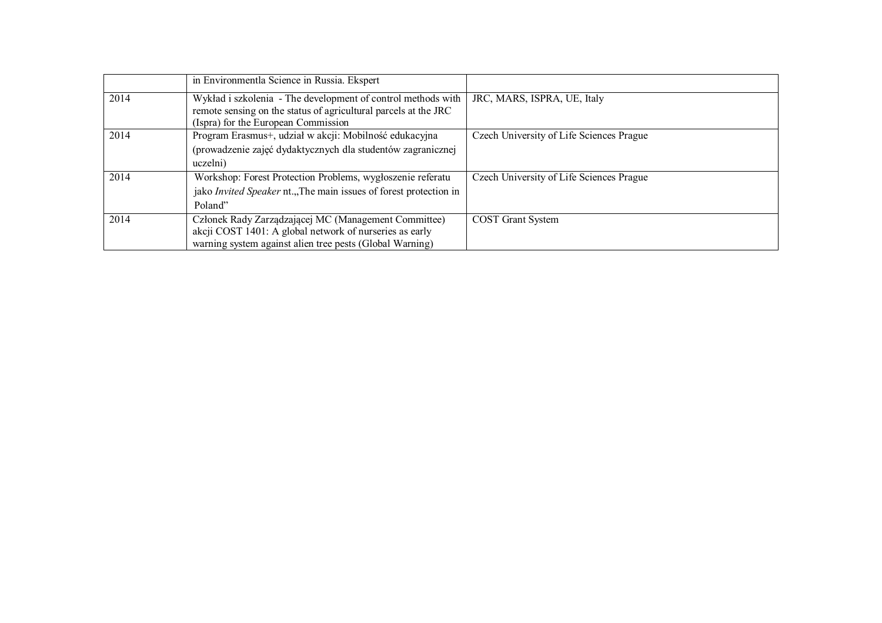| | | |
|---|---|---|
| | in Environmentla Science in Russia. Ekspert | |
| 2014 | Wykład i szkolenia - The development of control methods with remote sensing on the status of agricultural parcels at the JRC (Ispra) for the European Commission | JRC, MARS, ISPRA, UE, Italy |
| 2014 | Program Erasmus+, udział w akcji: Mobilność edukacyjna (prowadzenie zajęć dydaktycznych dla studentów zagranicznej uczelni) | Czech University of Life Sciences Prague |
| 2014 | Workshop: Forest Protection Problems, wygłoszenie referatu jako *Invited Speaker* nt.„The main issues of forest protection in Poland" | Czech University of Life Sciences Prague |
| 2014 | Członek Rady Zarządzającej MC (Management Committee) akcji COST 1401: A global network of nurseries as early warning system against alien tree pests (Global Warning) | COST Grant System |